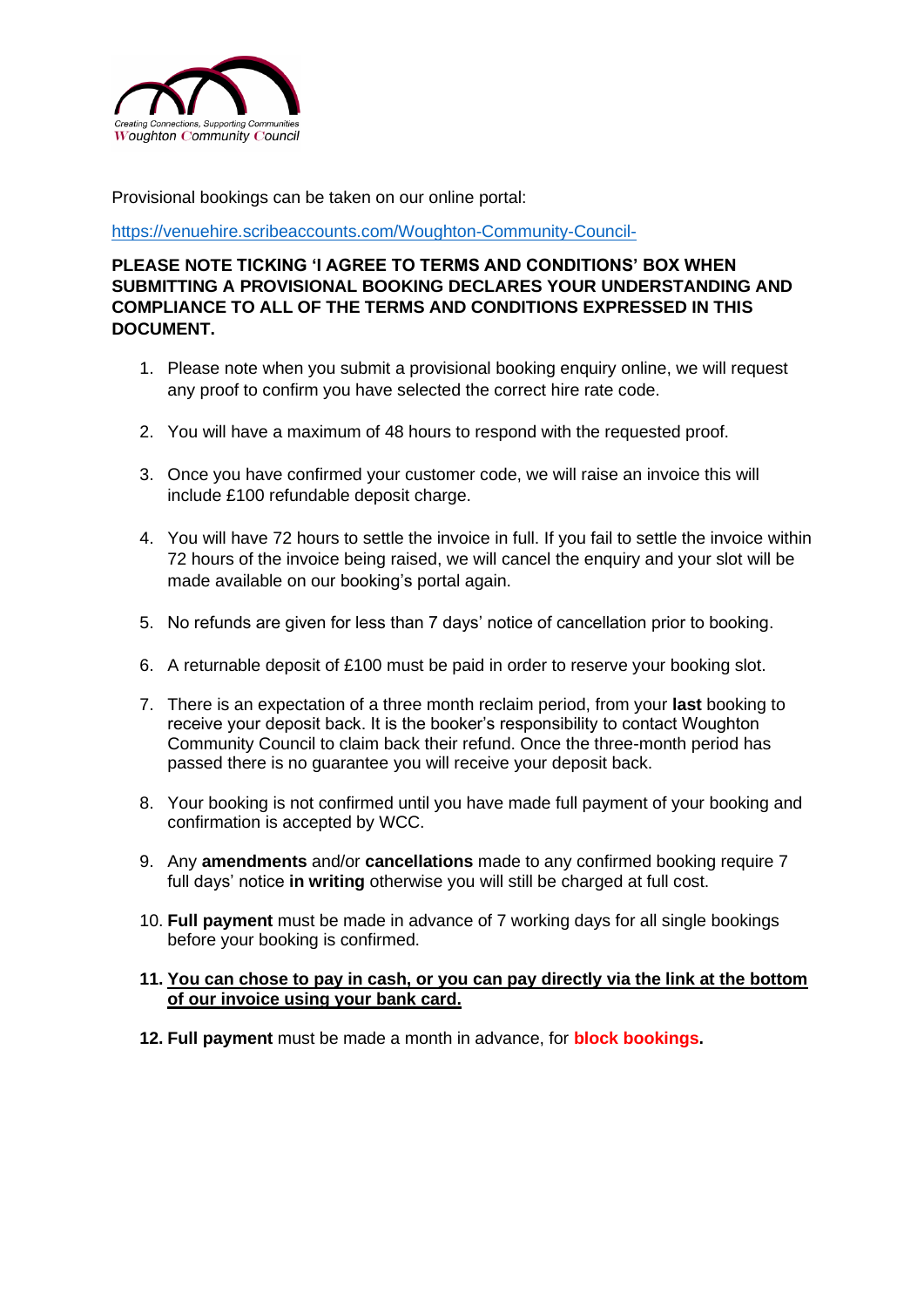Creating Connections, Supporting Communities
Woughton Community Council

Provisional bookings can be taken on our online portal:

https://venuehire.scribeaccounts.com/Woughton-Community-Council-

**PLEASE NOTE TICKING 'I AGREE TO TERMS AND CONDITIONS' BOX WHEN SUBMITTING A PROVISIONAL BOOKING DECLARES YOUR UNDERSTANDING AND COMPLIANCE TO ALL OF THE TERMS AND CONDITIONS EXPRESSED IN THIS DOCUMENT.**

1. Please note when you submit a provisional booking enquiry online, we will request any proof to confirm you have selected the correct hire rate code.

2. You will have a maximum of 48 hours to respond with the requested proof.

3. Once you have confirmed your customer code, we will raise an invoice this will include £100 refundable deposit charge.

4. You will have 72 hours to settle the invoice in full. If you fail to settle the invoice within 72 hours of the invoice being raised, we will cancel the enquiry and your slot will be made available on our booking's portal again.

5. No refunds are given for less than 7 days' notice of cancellation prior to booking.

6. A returnable deposit of £100 must be paid in order to reserve your booking slot.

7. There is an expectation of a three month reclaim period, from your **last** booking to receive your deposit back. It is the booker's responsibility to contact Woughton Community Council to claim back their refund. Once the three-month period has passed there is no guarantee you will receive your deposit back.

8. Your booking is not confirmed until you have made full payment of your booking and confirmation is accepted by WCC.

9. Any **amendments** and/or **cancellations** made to any confirmed booking require 7 full days' notice **in writing** otherwise you will still be charged at full cost.

10. **Full payment** must be made in advance of 7 working days for all single bookings before your booking is confirmed.

11. **You can chose to pay in cash, or you can pay directly via the link at the bottom of our invoice using your bank card.**

12. **Full payment** must be made a month in advance, for **block bookings.**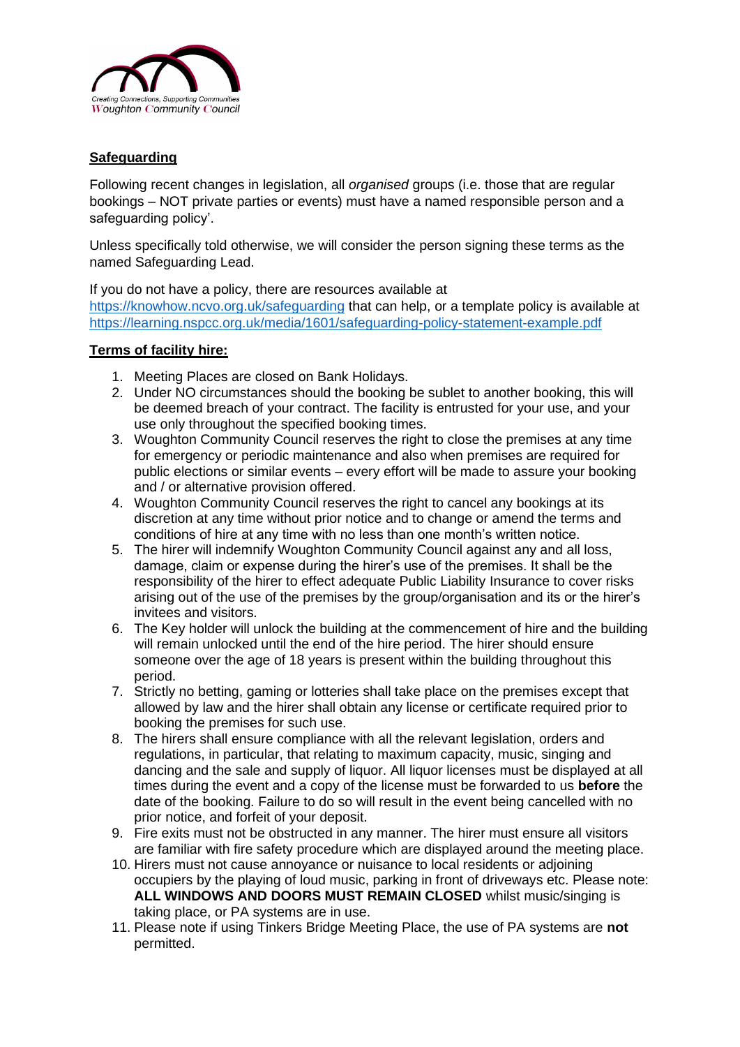Creating Connections, Supporting Communities
Woughton Community Council

**Safeguarding**

Following recent changes in legislation, all *organised* groups (i.e. those that are regular bookings – NOT private parties or events) must have a named responsible person and a safeguarding policy'.

Unless specifically told otherwise, we will consider the person signing these terms as the named Safeguarding Lead.

If you do not have a policy, there are resources available at https://knowhow.ncvo.org.uk/safeguarding that can help, or a template policy is available at https://learning.nspcc.org.uk/media/1601/safeguarding-policy-statement-example.pdf

**Terms of facility hire:**

1. Meeting Places are closed on Bank Holidays.
2. Under NO circumstances should the booking be sublet to another booking, this will be deemed breach of your contract. The facility is entrusted for your use, and your use only throughout the specified booking times.
3. Woughton Community Council reserves the right to close the premises at any time for emergency or periodic maintenance and also when premises are required for public elections or similar events – every effort will be made to assure your booking and / or alternative provision offered.
4. Woughton Community Council reserves the right to cancel any bookings at its discretion at any time without prior notice and to change or amend the terms and conditions of hire at any time with no less than one month's written notice.
5. The hirer will indemnify Woughton Community Council against any and all loss, damage, claim or expense during the hirer's use of the premises. It shall be the responsibility of the hirer to effect adequate Public Liability Insurance to cover risks arising out of the use of the premises by the group/organisation and its or the hirer's invitees and visitors.
6. The Key holder will unlock the building at the commencement of hire and the building will remain unlocked until the end of the hire period. The hirer should ensure someone over the age of 18 years is present within the building throughout this period.
7. Strictly no betting, gaming or lotteries shall take place on the premises except that allowed by law and the hirer shall obtain any license or certificate required prior to booking the premises for such use.
8. The hirers shall ensure compliance with all the relevant legislation, orders and regulations, in particular, that relating to maximum capacity, music, singing and dancing and the sale and supply of liquor. All liquor licenses must be displayed at all times during the event and a copy of the license must be forwarded to us **before** the date of the booking. Failure to do so will result in the event being cancelled with no prior notice, and forfeit of your deposit.
9. Fire exits must not be obstructed in any manner. The hirer must ensure all visitors are familiar with fire safety procedure which are displayed around the meeting place.
10. Hirers must not cause annoyance or nuisance to local residents or adjoining occupiers by the playing of loud music, parking in front of driveways etc. Please note: **ALL WINDOWS AND DOORS MUST REMAIN CLOSED** whilst music/singing is taking place, or PA systems are in use.
11. Please note if using Tinkers Bridge Meeting Place, the use of PA systems are **not** permitted.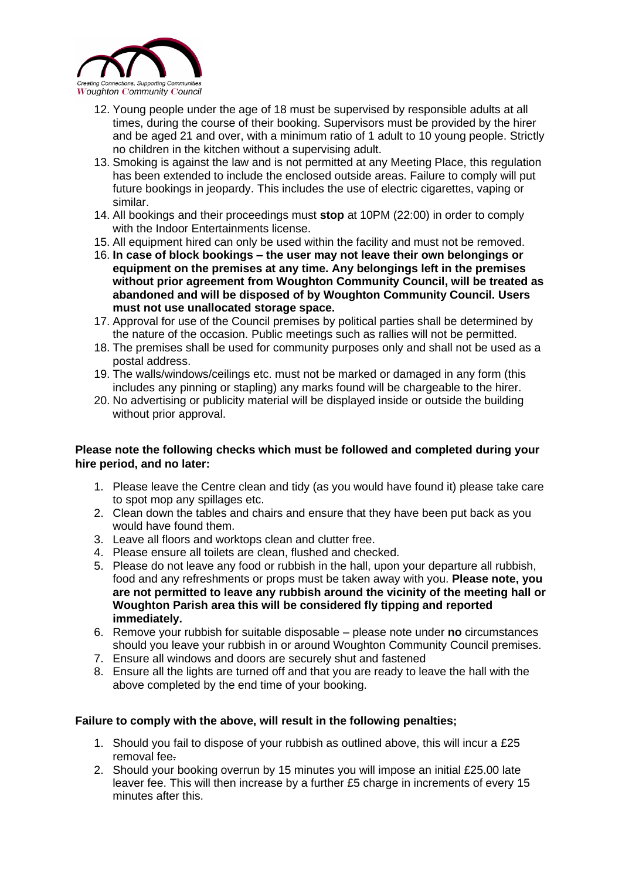12. Young people under the age of 18 must be supervised by responsible adults at all times, during the course of their booking. Supervisors must be provided by the hirer and be aged 21 and over, with a minimum ratio of 1 adult to 10 young people. Strictly no children in the kitchen without a supervising adult.
13. Smoking is against the law and is not permitted at any Meeting Place, this regulation has been extended to include the enclosed outside areas. Failure to comply will put future bookings in jeopardy. This includes the use of electric cigarettes, vaping or similar.
14. All bookings and their proceedings must **stop** at 10PM (22:00) in order to comply with the Indoor Entertainments license.
15. All equipment hired can only be used within the facility and must not be removed.
16. **In case of block bookings – the user may not leave their own belongings or equipment on the premises at any time. Any belongings left in the premises without prior agreement from Woughton Community Council, will be treated as abandoned and will be disposed of by Woughton Community Council. Users must not use unallocated storage space.**
17. Approval for use of the Council premises by political parties shall be determined by the nature of the occasion. Public meetings such as rallies will not be permitted.
18. The premises shall be used for community purposes only and shall not be used as a postal address.
19. The walls/windows/ceilings etc. must not be marked or damaged in any form (this includes any pinning or stapling) any marks found will be chargeable to the hirer.
20. No advertising or publicity material will be displayed inside or outside the building without prior approval.

**Please note the following checks which must be followed and completed during your hire period, and no later:**

1. Please leave the Centre clean and tidy (as you would have found it) please take care to spot mop any spillages etc.
2. Clean down the tables and chairs and ensure that they have been put back as you would have found them.
3. Leave all floors and worktops clean and clutter free.
4. Please ensure all toilets are clean, flushed and checked.
5. Please do not leave any food or rubbish in the hall, upon your departure all rubbish, food and any refreshments or props must be taken away with you. **Please note, you are not permitted to leave any rubbish around the vicinity of the meeting hall or Woughton Parish area this will be considered fly tipping and reported immediately.**
6. Remove your rubbish for suitable disposable – please note under **no** circumstances should you leave your rubbish in or around Woughton Community Council premises.
7. Ensure all windows and doors are securely shut and fastened
8. Ensure all the lights are turned off and that you are ready to leave the hall with the above completed by the end time of your booking.

**Failure to comply with the above, will result in the following penalties;**

1. Should you fail to dispose of your rubbish as outlined above, this will incur a £25 removal fee.
2. Should your booking overrun by 15 minutes you will impose an initial £25.00 late leaver fee. This will then increase by a further £5 charge in increments of every 15 minutes after this.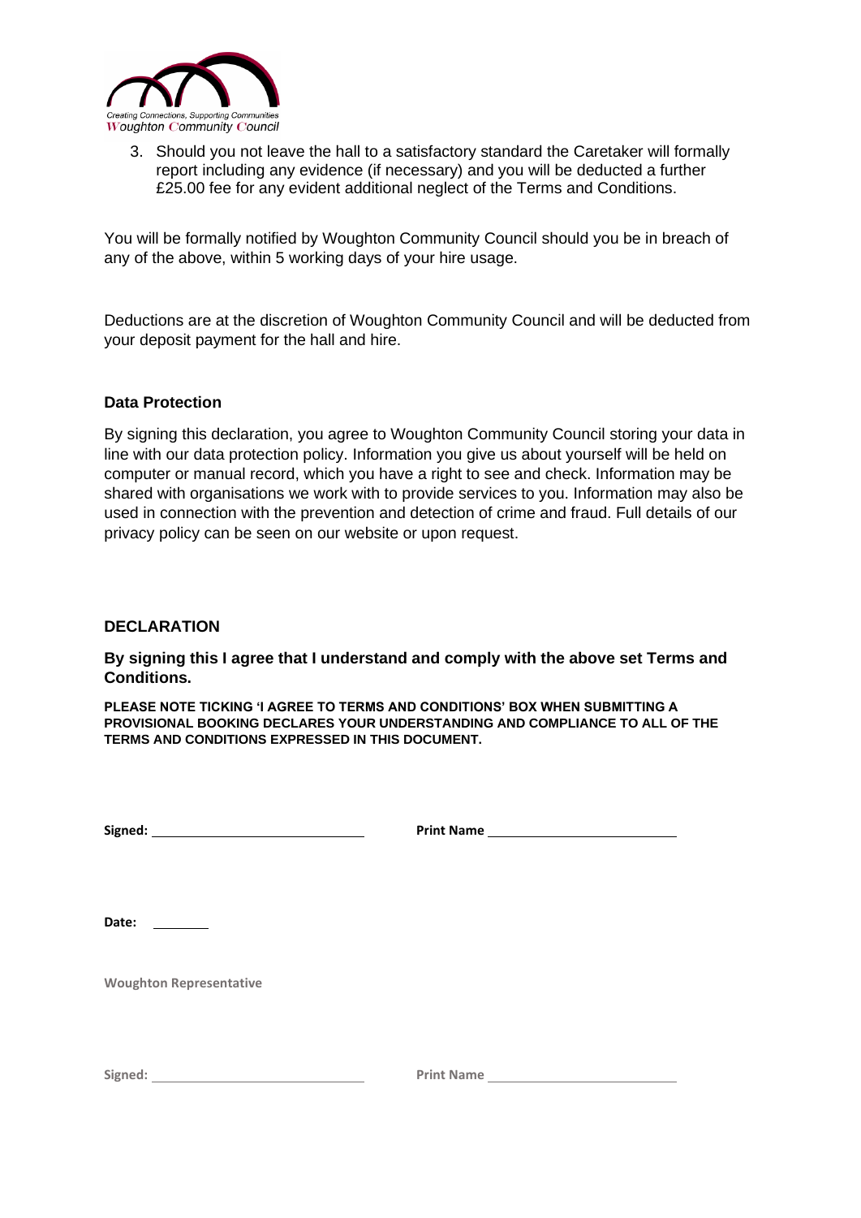3. Should you not leave the hall to a satisfactory standard the Caretaker will formally report including any evidence (if necessary) and you will be deducted a further £25.00 fee for any evident additional neglect of the Terms and Conditions.

You will be formally notified by Woughton Community Council should you be in breach of any of the above, within 5 working days of your hire usage.

Deductions are at the discretion of Woughton Community Council and will be deducted from your deposit payment for the hall and hire.

### Data Protection

By signing this declaration, you agree to Woughton Community Council storing your data in line with our data protection policy. Information you give us about yourself will be held on computer or manual record, which you have a right to see and check. Information may be shared with organisations we work with to provide services to you. Information may also be used in connection with the prevention and detection of crime and fraud. Full details of our privacy policy can be seen on our website or upon request.

### DECLARATION

**By signing this I agree that I understand and comply with the above set Terms and Conditions.**

**PLEASE NOTE TICKING 'I AGREE TO TERMS AND CONDITIONS' BOX WHEN SUBMITTING A PROVISIONAL BOOKING DECLARES YOUR UNDERSTANDING AND COMPLIANCE TO ALL OF THE TERMS AND CONDITIONS EXPRESSED IN THIS DOCUMENT.**

**Signed:** ____________________ **Print Name** ____________________

**Date:** ________

**Woughton Representative**

**Signed:** ____________________ **Print Name** ____________________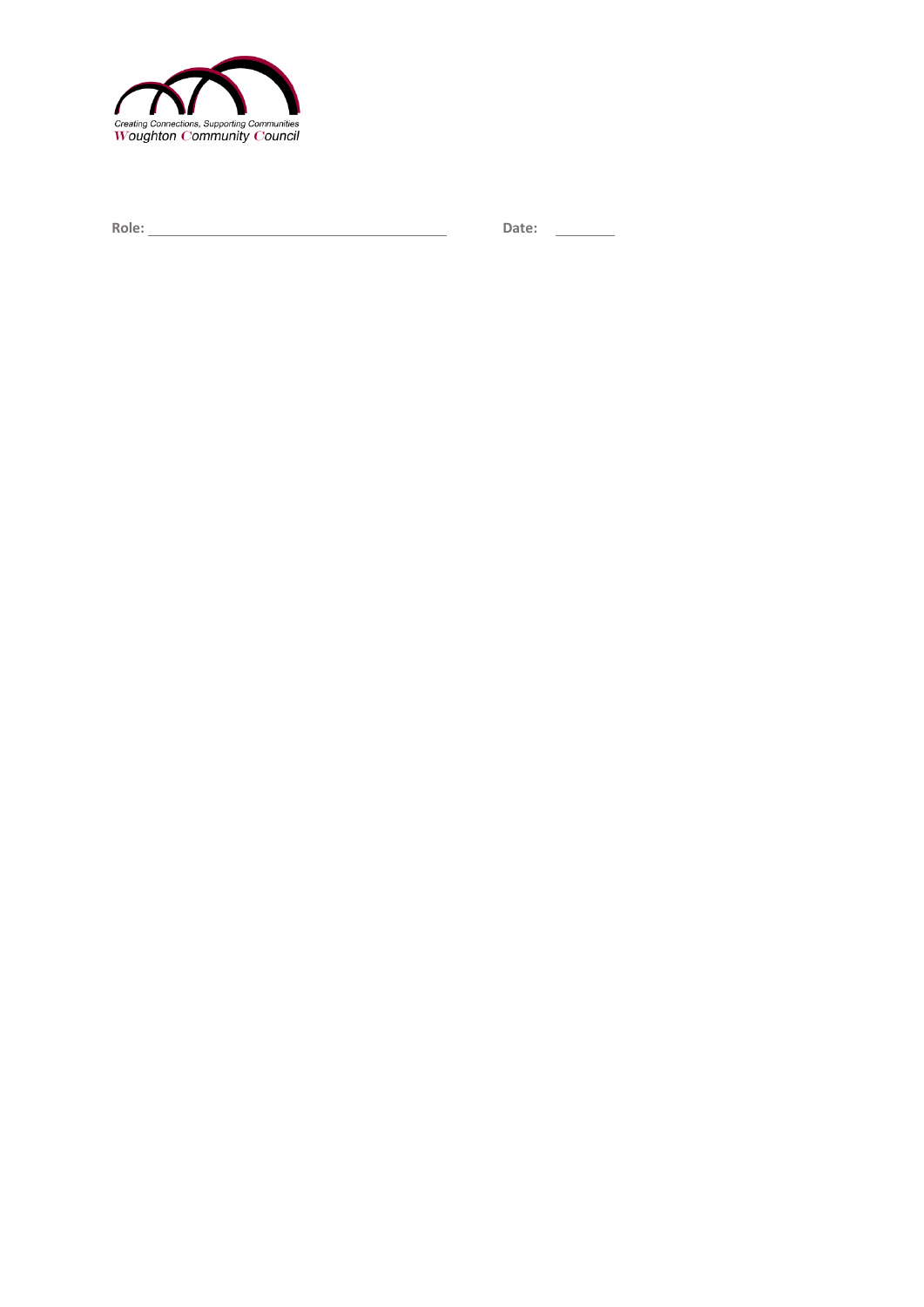Creating Connections, Supporting Communities
Woughton Community Council

**Role:** ______________________________ **Date:** ________